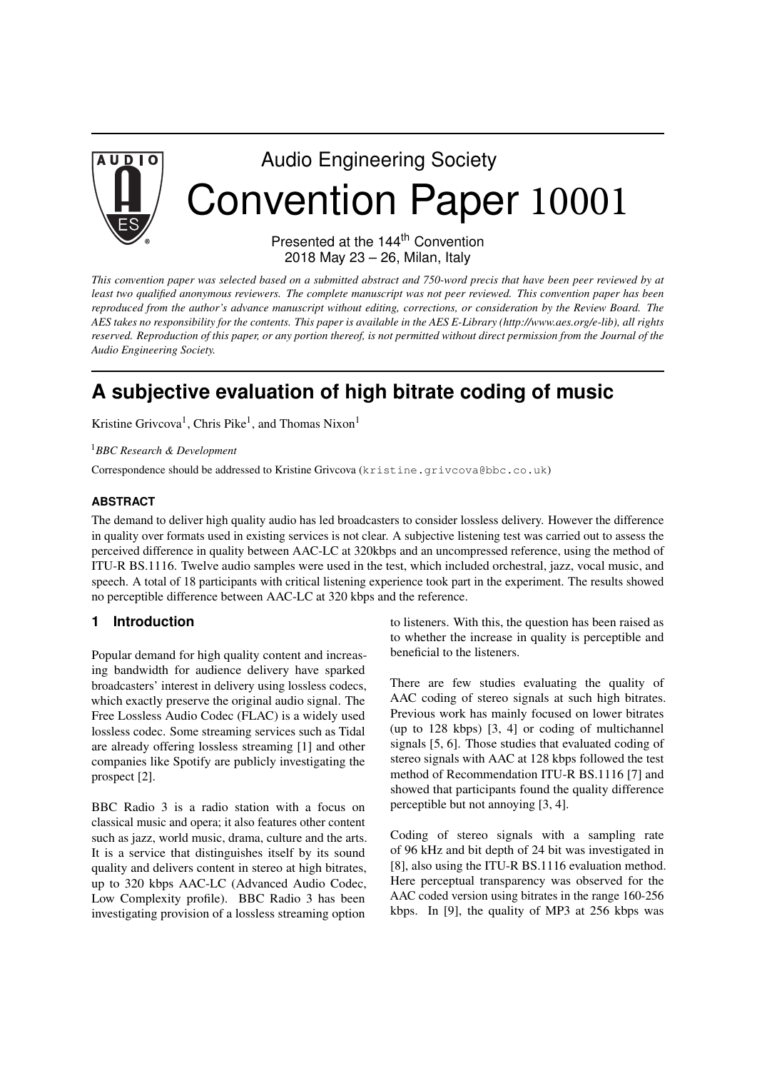Audio Engineering Society

# Convention Paper 10001

Presented at the 144th Convention
2018 May 23 – 26, Milan, Italy

*This convention paper was selected based on a submitted abstract and 750-word precis that have been peer reviewed by at least two qualified anonymous reviewers. The complete manuscript was not peer reviewed. This convention paper has been reproduced from the author's advance manuscript without editing, corrections, or consideration by the Review Board. The AES takes no responsibility for the contents. This paper is available in the AES E-Library (http://www.aes.org/e-lib), all rights reserved. Reproduction of this paper, or any portion thereof, is not permitted without direct permission from the Journal of the Audio Engineering Society.*

# A subjective evaluation of high bitrate coding of music

Kristine Grivcova[1], Chris Pike[1], and Thomas Nixon[1]

[1]*BBC Research & Development*

Correspondence should be addressed to Kristine Grivcova (kristine.grivcova@bbc.co.uk)

### ABSTRACT

The demand to deliver high quality audio has led broadcasters to consider lossless delivery. However the difference in quality over formats used in existing services is not clear. A subjective listening test was carried out to assess the perceived difference in quality between AAC-LC at 320kbps and an uncompressed reference, using the method of ITU-R BS.1116. Twelve audio samples were used in the test, which included orchestral, jazz, vocal music, and speech. A total of 18 participants with critical listening experience took part in the experiment. The results showed no perceptible difference between AAC-LC at 320 kbps and the reference.

## 1 Introduction

Popular demand for high quality content and increasing bandwidth for audience delivery have sparked broadcasters' interest in delivery using lossless codecs, which exactly preserve the original audio signal. The Free Lossless Audio Codec (FLAC) is a widely used lossless codec. Some streaming services such as Tidal are already offering lossless streaming [1] and other companies like Spotify are publicly investigating the prospect [2].

BBC Radio 3 is a radio station with a focus on classical music and opera; it also features other content such as jazz, world music, drama, culture and the arts. It is a service that distinguishes itself by its sound quality and delivers content in stereo at high bitrates, up to 320 kbps AAC-LC (Advanced Audio Codec, Low Complexity profile). BBC Radio 3 has been investigating provision of a lossless streaming option to listeners. With this, the question has been raised as to whether the increase in quality is perceptible and beneficial to the listeners.

There are few studies evaluating the quality of AAC coding of stereo signals at such high bitrates. Previous work has mainly focused on lower bitrates (up to 128 kbps) [3, 4] or coding of multichannel signals [5, 6]. Those studies that evaluated coding of stereo signals with AAC at 128 kbps followed the test method of Recommendation ITU-R BS.1116 [7] and showed that participants found the quality difference perceptible but not annoying [3, 4].

Coding of stereo signals with a sampling rate of 96 kHz and bit depth of 24 bit was investigated in [8], also using the ITU-R BS.1116 evaluation method. Here perceptual transparency was observed for the AAC coded version using bitrates in the range 160-256 kbps. In [9], the quality of MP3 at 256 kbps was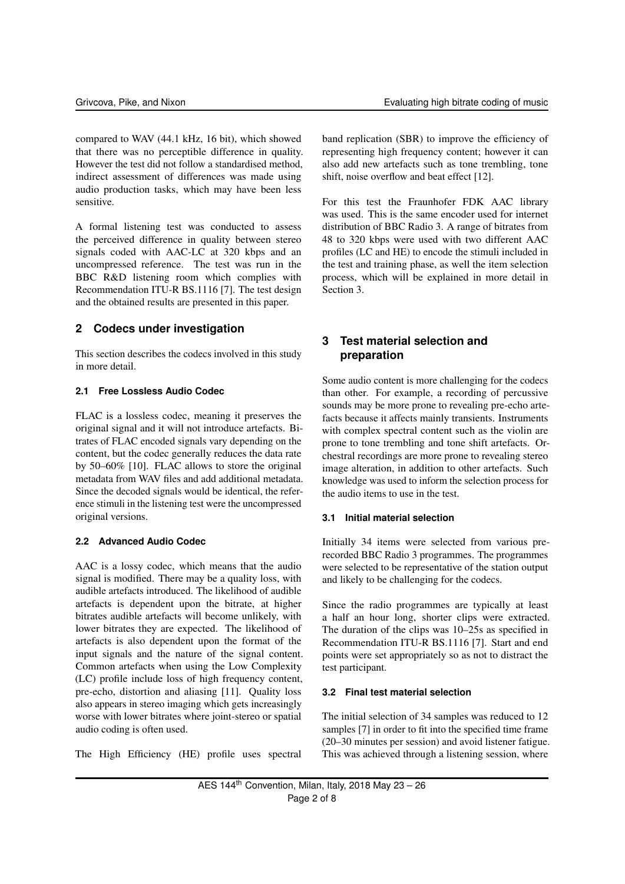compared to WAV (44.1 kHz, 16 bit), which showed that there was no perceptible difference in quality. However the test did not follow a standardised method, indirect assessment of differences was made using audio production tasks, which may have been less sensitive.

A formal listening test was conducted to assess the perceived difference in quality between stereo signals coded with AAC-LC at 320 kbps and an uncompressed reference. The test was run in the BBC R&D listening room which complies with Recommendation ITU-R BS.1116 [7]. The test design and the obtained results are presented in this paper.

## 2 Codecs under investigation

This section describes the codecs involved in this study in more detail.

### 2.1 Free Lossless Audio Codec

FLAC is a lossless codec, meaning it preserves the original signal and it will not introduce artefacts. Bitrates of FLAC encoded signals vary depending on the content, but the codec generally reduces the data rate by 50–60% [10]. FLAC allows to store the original metadata from WAV files and add additional metadata. Since the decoded signals would be identical, the reference stimuli in the listening test were the uncompressed original versions.

### 2.2 Advanced Audio Codec

AAC is a lossy codec, which means that the audio signal is modified. There may be a quality loss, with audible artefacts introduced. The likelihood of audible artefacts is dependent upon the bitrate, at higher bitrates audible artefacts will become unlikely, with lower bitrates they are expected. The likelihood of artefacts is also dependent upon the format of the input signals and the nature of the signal content. Common artefacts when using the Low Complexity (LC) profile include loss of high frequency content, pre-echo, distortion and aliasing [11]. Quality loss also appears in stereo imaging which gets increasingly worse with lower bitrates where joint-stereo or spatial audio coding is often used.

The High Efficiency (HE) profile uses spectral band replication (SBR) to improve the efficiency of representing high frequency content; however it can also add new artefacts such as tone trembling, tone shift, noise overflow and beat effect [12].

For this test the Fraunhofer FDK AAC library was used. This is the same encoder used for internet distribution of BBC Radio 3. A range of bitrates from 48 to 320 kbps were used with two different AAC profiles (LC and HE) to encode the stimuli included in the test and training phase, as well the item selection process, which will be explained in more detail in Section 3.

## 3 Test material selection and preparation

Some audio content is more challenging for the codecs than other. For example, a recording of percussive sounds may be more prone to revealing pre-echo artefacts because it affects mainly transients. Instruments with complex spectral content such as the violin are prone to tone trembling and tone shift artefacts. Orchestral recordings are more prone to revealing stereo image alteration, in addition to other artefacts. Such knowledge was used to inform the selection process for the audio items to use in the test.

### 3.1 Initial material selection

Initially 34 items were selected from various prerecorded BBC Radio 3 programmes. The programmes were selected to be representative of the station output and likely to be challenging for the codecs.

Since the radio programmes are typically at least a half an hour long, shorter clips were extracted. The duration of the clips was 10–25s as specified in Recommendation ITU-R BS.1116 [7]. Start and end points were set appropriately so as not to distract the test participant.

### 3.2 Final test material selection

The initial selection of 34 samples was reduced to 12 samples [7] in order to fit into the specified time frame (20–30 minutes per session) and avoid listener fatigue. This was achieved through a listening session, where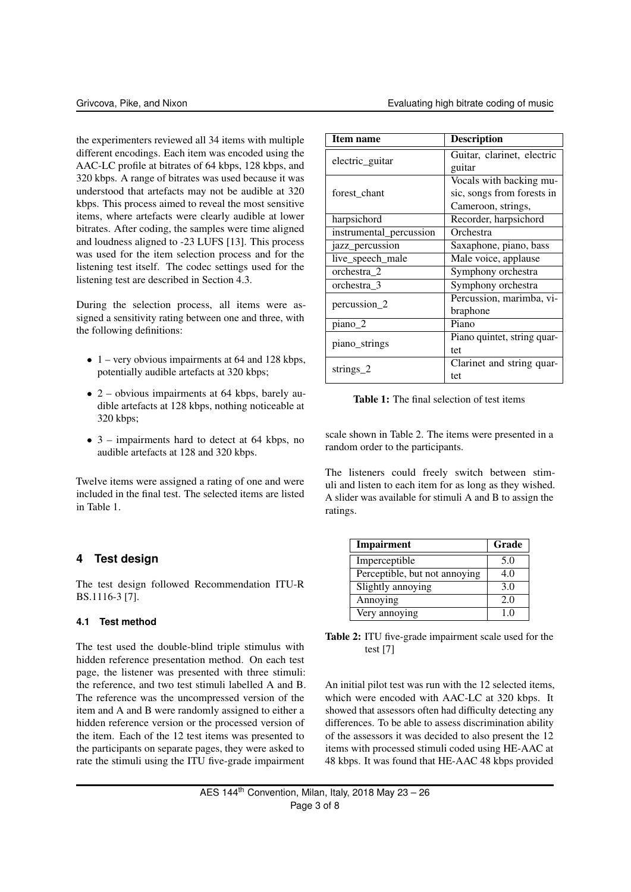the experimenters reviewed all 34 items with multiple different encodings. Each item was encoded using the AAC-LC profile at bitrates of 64 kbps, 128 kbps, and 320 kbps. A range of bitrates was used because it was understood that artefacts may not be audible at 320 kbps. This process aimed to reveal the most sensitive items, where artefacts were clearly audible at lower bitrates. After coding, the samples were time aligned and loudness aligned to -23 LUFS [13]. This process was used for the item selection process and for the listening test itself. The codec settings used for the listening test are described in Section 4.3.

During the selection process, all items were assigned a sensitivity rating between one and three, with the following definitions:

- 1 – very obvious impairments at 64 and 128 kbps, potentially audible artefacts at 320 kbps;
- 2 – obvious impairments at 64 kbps, barely audible artefacts at 128 kbps, nothing noticeable at 320 kbps;
- 3 – impairments hard to detect at 64 kbps, no audible artefacts at 128 and 320 kbps.

Twelve items were assigned a rating of one and were included in the final test. The selected items are listed in Table 1.

| Item name | Description |
|---|---|
| electric_guitar | Guitar, clarinet, electric guitar |
| forest_chant | Vocals with backing music, songs from forests in Cameroon, strings, |
| harpsichord | Recorder, harpsichord |
| instrumental_percussion | Orchestra |
| jazz_percussion | Saxaphone, piano, bass |
| live_speech_male | Male voice, applause |
| orchestra_2 | Symphony orchestra |
| orchestra_3 | Symphony orchestra |
| percussion_2 | Percussion, marimba, vibraphone |
| piano_2 | Piano |
| piano_strings | Piano quintet, string quartet |
| strings_2 | Clarinet and string quartet |

**Table 1:** The final selection of test items

## 4 Test design

The test design followed Recommendation ITU-R BS.1116-3 [7].

### 4.1 Test method

The test used the double-blind triple stimulus with hidden reference presentation method. On each test page, the listener was presented with three stimuli: the reference, and two test stimuli labelled A and B. The reference was the uncompressed version of the item and A and B were randomly assigned to either a hidden reference version or the processed version of the item. Each of the 12 test items was presented to the participants on separate pages, they were asked to rate the stimuli using the ITU five-grade impairment scale shown in Table 2. The items were presented in a random order to the participants.

The listeners could freely switch between stimuli and listen to each item for as long as they wished. A slider was available for stimuli A and B to assign the ratings.

| Impairment | Grade |
|---|---|
| Imperceptible | 5.0 |
| Perceptible, but not annoying | 4.0 |
| Slightly annoying | 3.0 |
| Annoying | 2.0 |
| Very annoying | 1.0 |

**Table 2:** ITU five-grade impairment scale used for the test [7]

An initial pilot test was run with the 12 selected items, which were encoded with AAC-LC at 320 kbps. It showed that assessors often had difficulty detecting any differences. To be able to assess discrimination ability of the assessors it was decided to also present the 12 items with processed stimuli coded using HE-AAC at 48 kbps. It was found that HE-AAC 48 kbps provided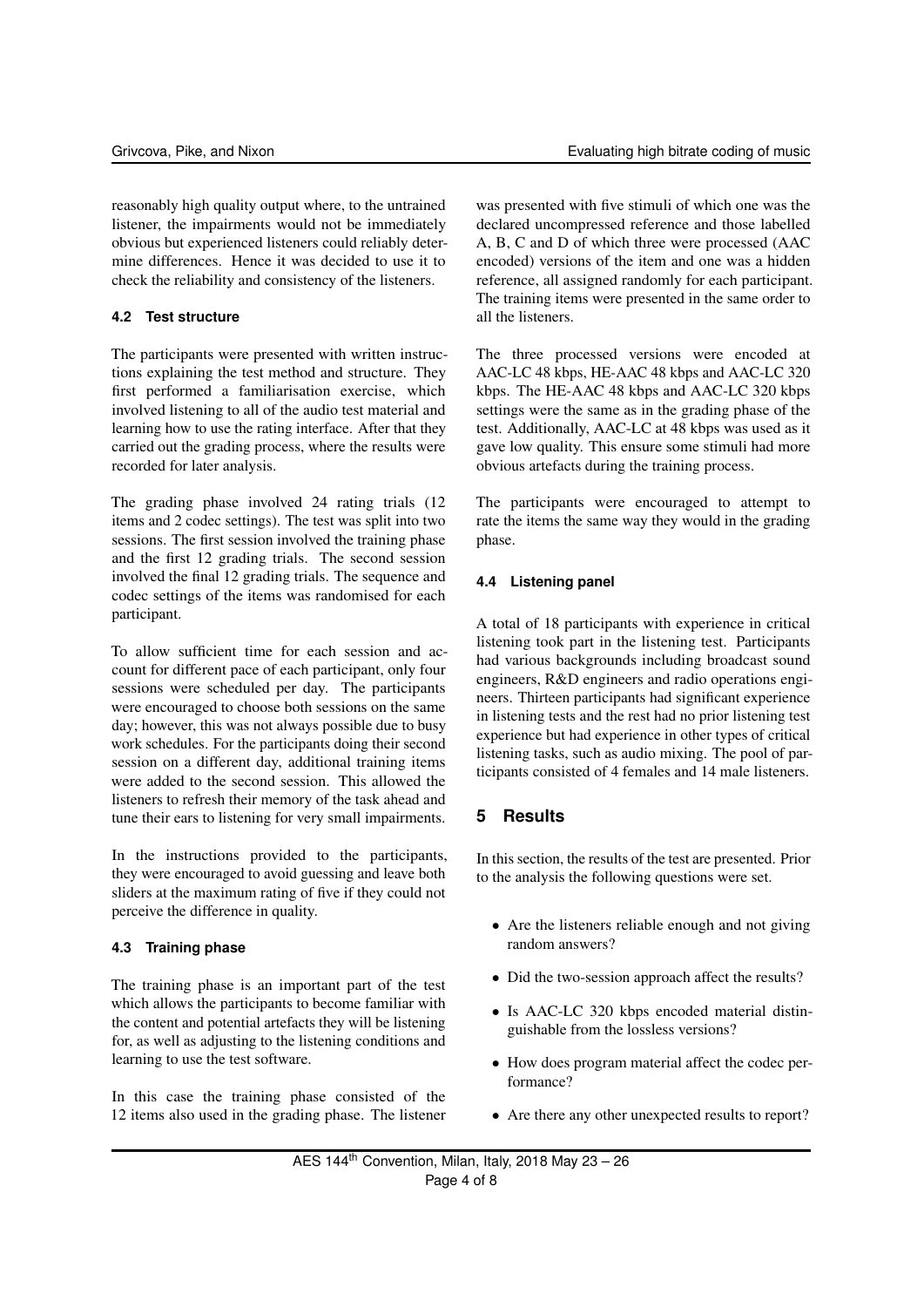reasonably high quality output where, to the untrained listener, the impairments would not be immediately obvious but experienced listeners could reliably determine differences. Hence it was decided to use it to check the reliability and consistency of the listeners.

### 4.2 Test structure

The participants were presented with written instructions explaining the test method and structure. They first performed a familiarisation exercise, which involved listening to all of the audio test material and learning how to use the rating interface. After that they carried out the grading process, where the results were recorded for later analysis.

The grading phase involved 24 rating trials (12 items and 2 codec settings). The test was split into two sessions. The first session involved the training phase and the first 12 grading trials. The second session involved the final 12 grading trials. The sequence and codec settings of the items was randomised for each participant.

To allow sufficient time for each session and account for different pace of each participant, only four sessions were scheduled per day. The participants were encouraged to choose both sessions on the same day; however, this was not always possible due to busy work schedules. For the participants doing their second session on a different day, additional training items were added to the second session. This allowed the listeners to refresh their memory of the task ahead and tune their ears to listening for very small impairments.

In the instructions provided to the participants, they were encouraged to avoid guessing and leave both sliders at the maximum rating of five if they could not perceive the difference in quality.

### 4.3 Training phase

The training phase is an important part of the test which allows the participants to become familiar with the content and potential artefacts they will be listening for, as well as adjusting to the listening conditions and learning to use the test software.

In this case the training phase consisted of the 12 items also used in the grading phase. The listener was presented with five stimuli of which one was the declared uncompressed reference and those labelled A, B, C and D of which three were processed (AAC encoded) versions of the item and one was a hidden reference, all assigned randomly for each participant. The training items were presented in the same order to all the listeners.

The three processed versions were encoded at AAC-LC 48 kbps, HE-AAC 48 kbps and AAC-LC 320 kbps. The HE-AAC 48 kbps and AAC-LC 320 kbps settings were the same as in the grading phase of the test. Additionally, AAC-LC at 48 kbps was used as it gave low quality. This ensure some stimuli had more obvious artefacts during the training process.

The participants were encouraged to attempt to rate the items the same way they would in the grading phase.

### 4.4 Listening panel

A total of 18 participants with experience in critical listening took part in the listening test. Participants had various backgrounds including broadcast sound engineers, R&D engineers and radio operations engineers. Thirteen participants had significant experience in listening tests and the rest had no prior listening test experience but had experience in other types of critical listening tasks, such as audio mixing. The pool of participants consisted of 4 females and 14 male listeners.

## 5 Results

In this section, the results of the test are presented. Prior to the analysis the following questions were set.

- Are the listeners reliable enough and not giving random answers?
- Did the two-session approach affect the results?
- Is AAC-LC 320 kbps encoded material distinguishable from the lossless versions?
- How does program material affect the codec performance?
- Are there any other unexpected results to report?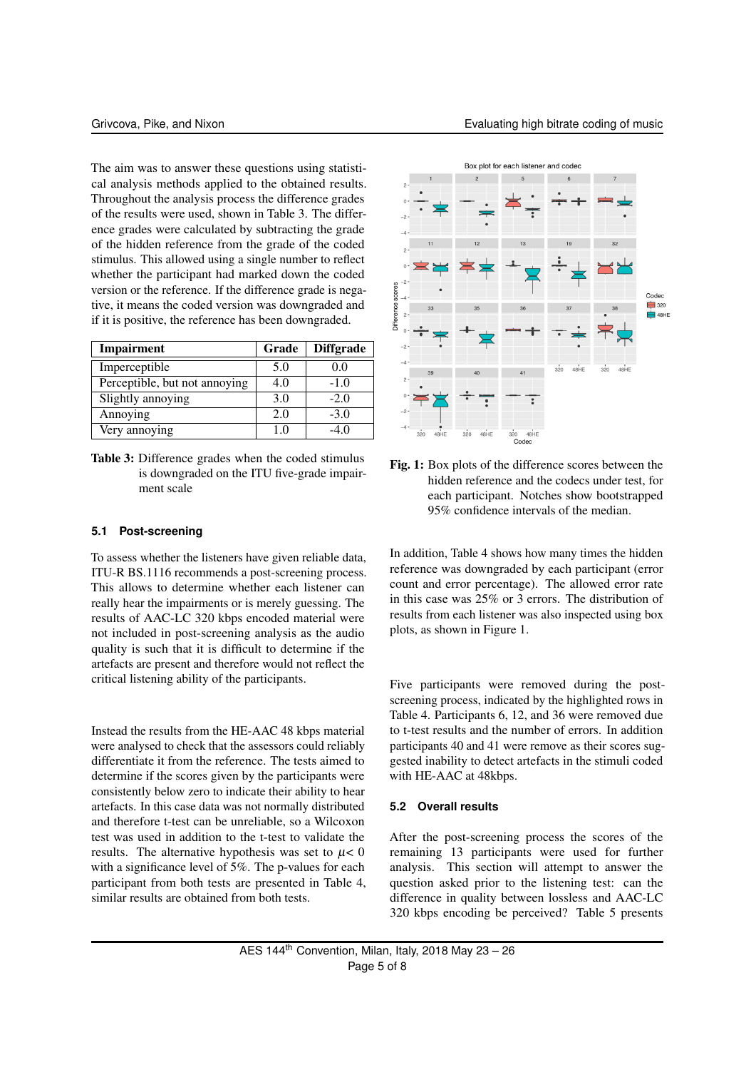The aim was to answer these questions using statistical analysis methods applied to the obtained results. Throughout the analysis process the difference grades of the results were used, shown in Table 3. The difference grades were calculated by subtracting the grade of the hidden reference from the grade of the coded stimulus. This allowed using a single number to reflect whether the participant had marked down the coded version or the reference. If the difference grade is negative, it means the coded version was downgraded and if it is positive, the reference has been downgraded.

| Impairment | Grade | Diffgrade |
|---|---|---|
| Imperceptible | 5.0 | 0.0 |
| Perceptible, but not annoying | 4.0 | -1.0 |
| Slightly annoying | 3.0 | -2.0 |
| Annoying | 2.0 | -3.0 |
| Very annoying | 1.0 | -4.0 |

**Table 3:** Difference grades when the coded stimulus is downgraded on the ITU five-grade impairment scale

### 5.1 Post-screening

To assess whether the listeners have given reliable data, ITU-R BS.1116 recommends a post-screening process. This allows to determine whether each listener can really hear the impairments or is merely guessing. The results of AAC-LC 320 kbps encoded material were not included in post-screening analysis as the audio quality is such that it is difficult to determine if the artefacts are present and therefore would not reflect the critical listening ability of the participants.

Instead the results from the HE-AAC 48 kbps material were analysed to check that the assessors could reliably differentiate it from the reference. The tests aimed to determine if the scores given by the participants were consistently below zero to indicate their ability to hear artefacts. In this case data was not normally distributed and therefore t-test can be unreliable, so a Wilcoxon test was used in addition to the t-test to validate the results. The alternative hypothesis was set to $\mu < 0$ with a significance level of 5%. The p-values for each participant from both tests are presented in Table 4, similar results are obtained from both tests.

**Fig. 1:** Box plots of the difference scores between the hidden reference and the codecs under test, for each participant. Notches show bootstrapped 95% confidence intervals of the median.

In addition, Table 4 shows how many times the hidden reference was downgraded by each participant (error count and error percentage). The allowed error rate in this case was 25% or 3 errors. The distribution of results from each listener was also inspected using box plots, as shown in Figure 1.

Five participants were removed during the post-screening process, indicated by the highlighted rows in Table 4. Participants 6, 12, and 36 were removed due to t-test results and the number of errors. In addition participants 40 and 41 were remove as their scores suggested inability to detect artefacts in the stimuli coded with HE-AAC at 48kbps.

### 5.2 Overall results

After the post-screening process the scores of the remaining 13 participants were used for further analysis. This section will attempt to answer the question asked prior to the listening test: can the difference in quality between lossless and AAC-LC 320 kbps encoding be perceived? Table 5 presents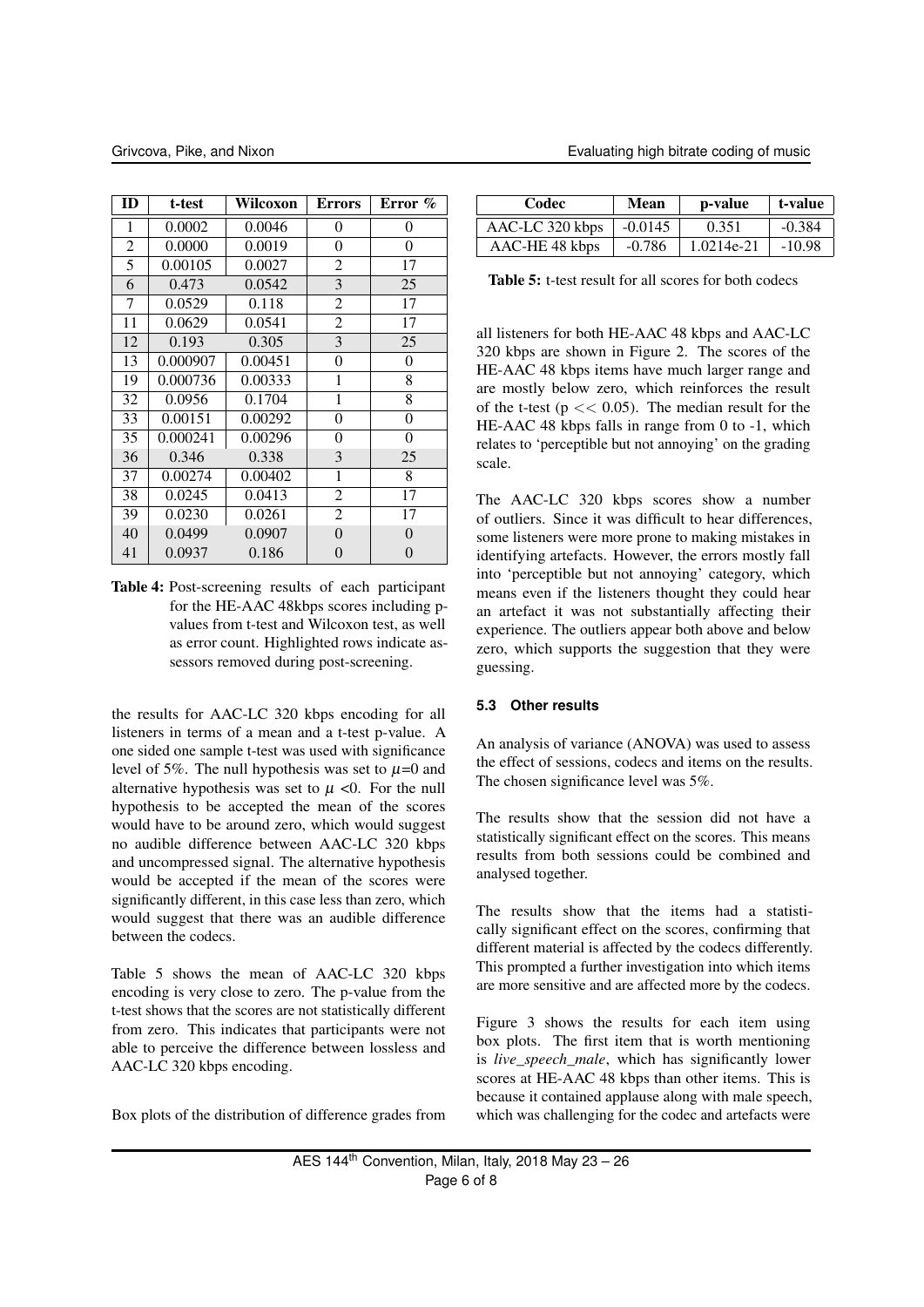| ID | t-test | Wilcoxon | Errors | Error % |
|---|---|---|---|---|
| 1 | 0.0002 | 0.0046 | 0 | 0 |
| 2 | 0.0000 | 0.0019 | 0 | 0 |
| 5 | 0.00105 | 0.0027 | 2 | 17 |
| 6 | 0.473 | 0.0542 | 3 | 25 |
| 7 | 0.0529 | 0.118 | 2 | 17 |
| 11 | 0.0629 | 0.0541 | 2 | 17 |
| 12 | 0.193 | 0.305 | 3 | 25 |
| 13 | 0.000907 | 0.00451 | 0 | 0 |
| 19 | 0.000736 | 0.00333 | 1 | 8 |
| 32 | 0.0956 | 0.1704 | 1 | 8 |
| 33 | 0.00151 | 0.00292 | 0 | 0 |
| 35 | 0.000241 | 0.00296 | 0 | 0 |
| 36 | 0.346 | 0.338 | 3 | 25 |
| 37 | 0.00274 | 0.00402 | 1 | 8 |
| 38 | 0.0245 | 0.0413 | 2 | 17 |
| 39 | 0.0230 | 0.0261 | 2 | 17 |
| 40 | 0.0499 | 0.0907 | 0 | 0 |
| 41 | 0.0937 | 0.186 | 0 | 0 |

**Table 4:** Post-screening results of each participant for the HE-AAC 48kbps scores including p-values from t-test and Wilcoxon test, as well as error count. Highlighted rows indicate assessors removed during post-screening.

the results for AAC-LC 320 kbps encoding for all listeners in terms of a mean and a t-test p-value. A one sided one sample t-test was used with significance level of 5%. The null hypothesis was set to $\mu$=0 and alternative hypothesis was set to $\mu$ <0. For the null hypothesis to be accepted the mean of the scores would have to be around zero, which would suggest no audible difference between AAC-LC 320 kbps and uncompressed signal. The alternative hypothesis would be accepted if the mean of the scores were significantly different, in this case less than zero, which would suggest that there was an audible difference between the codecs.

Table 5 shows the mean of AAC-LC 320 kbps encoding is very close to zero. The p-value from the t-test shows that the scores are not statistically different from zero. This indicates that participants were not able to perceive the difference between lossless and AAC-LC 320 kbps encoding.

Box plots of the distribution of difference grades from all listeners for both HE-AAC 48 kbps and AAC-LC 320 kbps are shown in Figure 2. The scores of the HE-AAC 48 kbps items have much larger range and are mostly below zero, which reinforces the result of the t-test ($p << 0.05$). The median result for the HE-AAC 48 kbps falls in range from 0 to -1, which relates to 'perceptible but not annoying' on the grading scale.

| Codec | Mean | p-value | t-value |
|---|---|---|---|
| AAC-LC 320 kbps | -0.0145 | 0.351 | -0.384 |
| AAC-HE 48 kbps | -0.786 | 1.0214e-21 | -10.98 |

**Table 5:** t-test result for all scores for both codecs

The AAC-LC 320 kbps scores show a number of outliers. Since it was difficult to hear differences, some listeners were more prone to making mistakes in identifying artefacts. However, the errors mostly fall into 'perceptible but not annoying' category, which means even if the listeners thought they could hear an artefact it was not substantially affecting their experience. The outliers appear both above and below zero, which supports the suggestion that they were guessing.

### 5.3 Other results

An analysis of variance (ANOVA) was used to assess the effect of sessions, codecs and items on the results. The chosen significance level was 5%.

The results show that the session did not have a statistically significant effect on the scores. This means results from both sessions could be combined and analysed together.

The results show that the items had a statistically significant effect on the scores, confirming that different material is affected by the codecs differently. This prompted a further investigation into which items are more sensitive and are affected more by the codecs.

Figure 3 shows the results for each item using box plots. The first item that is worth mentioning is *live_speech_male*, which has significantly lower scores at HE-AAC 48 kbps than other items. This is because it contained applause along with male speech, which was challenging for the codec and artefacts were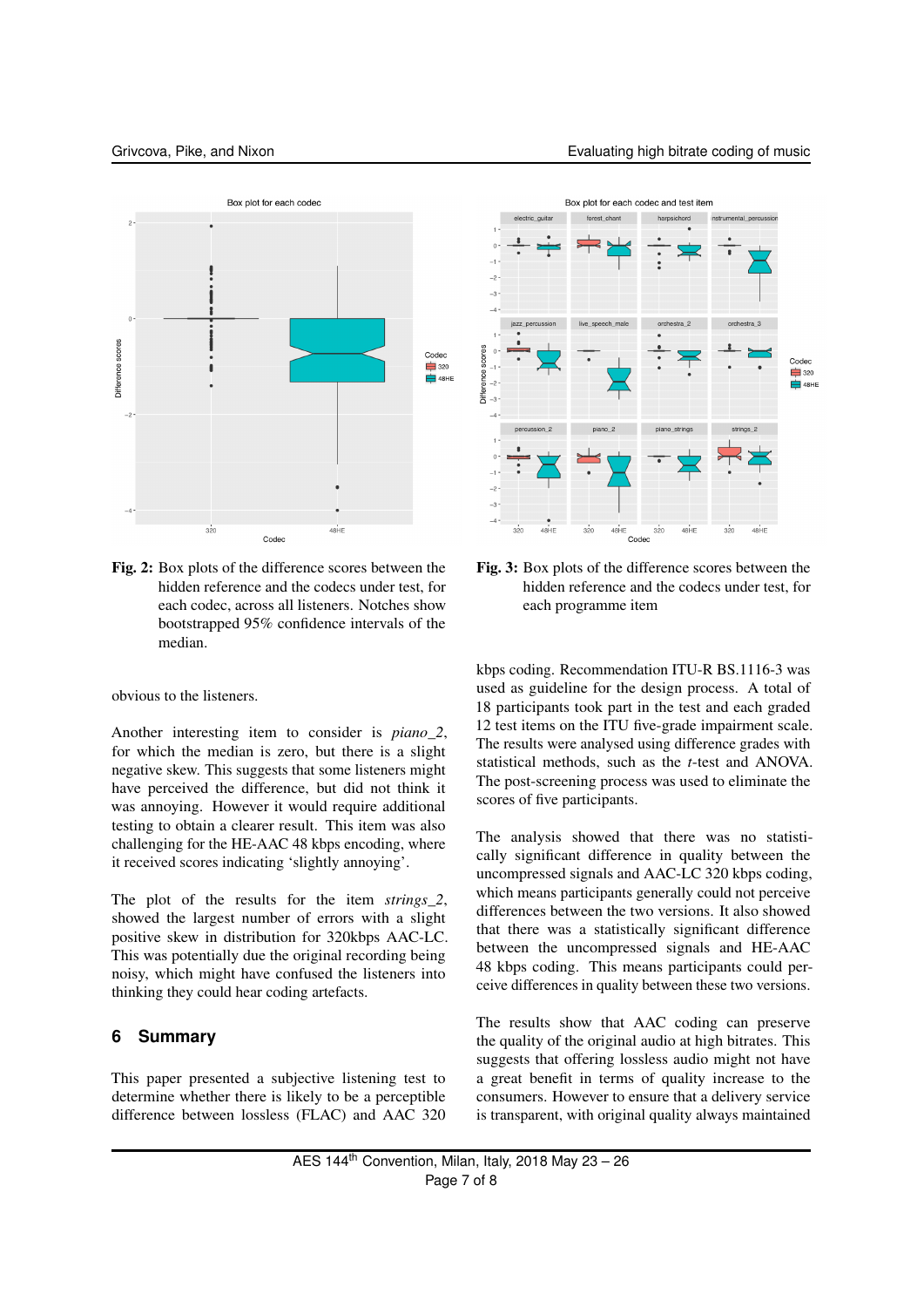**Fig. 2:** Box plots of the difference scores between the hidden reference and the codecs under test, for each codec, across all listeners. Notches show bootstrapped 95% confidence intervals of the median.

**Fig. 3:** Box plots of the difference scores between the hidden reference and the codecs under test, for each programme item

obvious to the listeners.

Another interesting item to consider is *piano_2*, for which the median is zero, but there is a slight negative skew. This suggests that some listeners might have perceived the difference, but did not think it was annoying. However it would require additional testing to obtain a clearer result. This item was also challenging for the HE-AAC 48 kbps encoding, where it received scores indicating 'slightly annoying'.

The plot of the results for the item *strings_2*, showed the largest number of errors with a slight positive skew in distribution for 320kbps AAC-LC. This was potentially due the original recording being noisy, which might have confused the listeners into thinking they could hear coding artefacts.

## 6 Summary

This paper presented a subjective listening test to determine whether there is likely to be a perceptible difference between lossless (FLAC) and AAC 320 kbps coding. Recommendation ITU-R BS.1116-3 was used as guideline for the design process. A total of 18 participants took part in the test and each graded 12 test items on the ITU five-grade impairment scale. The results were analysed using difference grades with statistical methods, such as the *t*-test and ANOVA. The post-screening process was used to eliminate the scores of five participants.

The analysis showed that there was no statistically significant difference in quality between the uncompressed signals and AAC-LC 320 kbps coding, which means participants generally could not perceive differences between the two versions. It also showed that there was a statistically significant difference between the uncompressed signals and HE-AAC 48 kbps coding. This means participants could perceive differences in quality between these two versions.

The results show that AAC coding can preserve the quality of the original audio at high bitrates. This suggests that offering lossless audio might not have a great benefit in terms of quality increase to the consumers. However to ensure that a delivery service is transparent, with original quality always maintained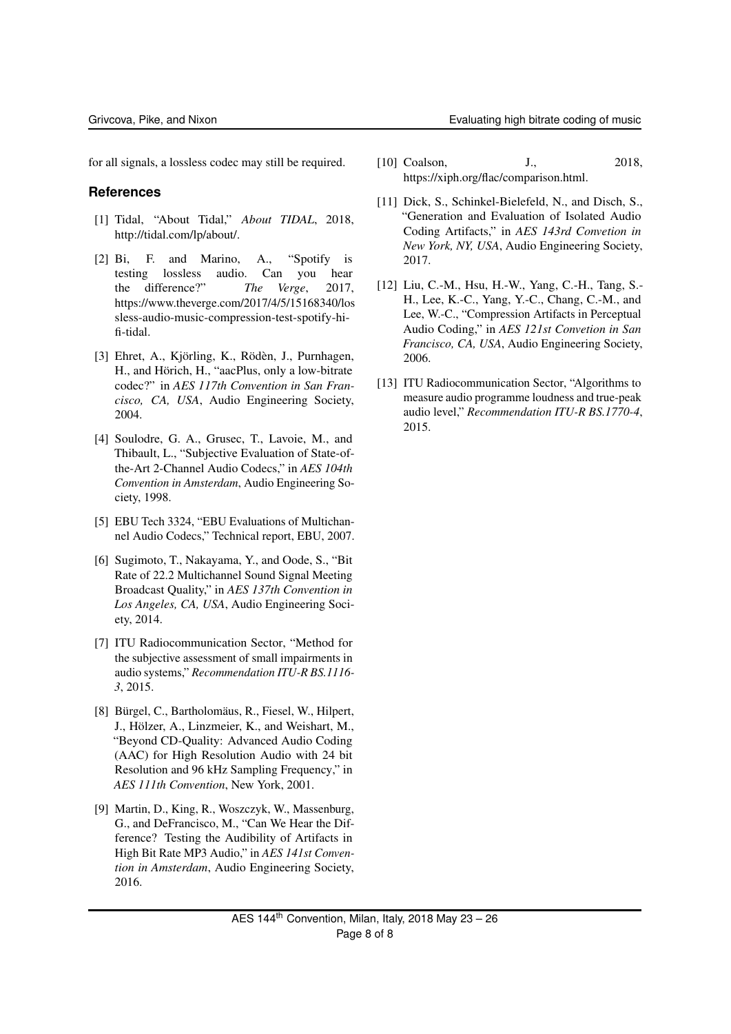for all signals, a lossless codec may still be required.

## References

[1] Tidal, "About Tidal," *About TIDAL*, 2018, http://tidal.com/lp/about/.

[2] Bi, F. and Marino, A., "Spotify is testing lossless audio. Can you hear the difference?" *The Verge*, 2017, https://www.theverge.com/2017/4/5/15168340/lossless-audio-music-compression-test-spotify-hi-fi-tidal.

[3] Ehret, A., Kjörling, K., Rödèn, J., Purnhagen, H., and Hörich, H., "aacPlus, only a low-bitrate codec?" in *AES 117th Convention in San Francisco, CA, USA*, Audio Engineering Society, 2004.

[4] Soulodre, G. A., Grusec, T., Lavoie, M., and Thibault, L., "Subjective Evaluation of State-of-the-Art 2-Channel Audio Codecs," in *AES 104th Convention in Amsterdam*, Audio Engineering Society, 1998.

[5] EBU Tech 3324, "EBU Evaluations of Multichannel Audio Codecs," Technical report, EBU, 2007.

[6] Sugimoto, T., Nakayama, Y., and Oode, S., "Bit Rate of 22.2 Multichannel Sound Signal Meeting Broadcast Quality," in *AES 137th Convention in Los Angeles, CA, USA*, Audio Engineering Society, 2014.

[7] ITU Radiocommunication Sector, "Method for the subjective assessment of small impairments in audio systems," *Recommendation ITU-R BS.1116-3*, 2015.

[8] Bürgel, C., Bartholomäus, R., Fiesel, W., Hilpert, J., Hölzer, A., Linzmeier, K., and Weishart, M., "Beyond CD-Quality: Advanced Audio Coding (AAC) for High Resolution Audio with 24 bit Resolution and 96 kHz Sampling Frequency," in *AES 111th Convention*, New York, 2001.

[9] Martin, D., King, R., Woszczyk, W., Massenburg, G., and DeFrancisco, M., "Can We Hear the Difference? Testing the Audibility of Artifacts in High Bit Rate MP3 Audio," in *AES 141st Convention in Amsterdam*, Audio Engineering Society, 2016.

[10] Coalson, J., 2018, https://xiph.org/flac/comparison.html.

[11] Dick, S., Schinkel-Bielefeld, N., and Disch, S., "Generation and Evaluation of Isolated Audio Coding Artifacts," in *AES 143rd Convetion in New York, NY, USA*, Audio Engineering Society, 2017.

[12] Liu, C.-M., Hsu, H.-W., Yang, C.-H., Tang, S.-H., Lee, K.-C., Yang, Y.-C., Chang, C.-M., and Lee, W.-C., "Compression Artifacts in Perceptual Audio Coding," in *AES 121st Convetion in San Francisco, CA, USA*, Audio Engineering Society, 2006.

[13] ITU Radiocommunication Sector, "Algorithms to measure audio programme loudness and true-peak audio level," *Recommendation ITU-R BS.1770-4*, 2015.